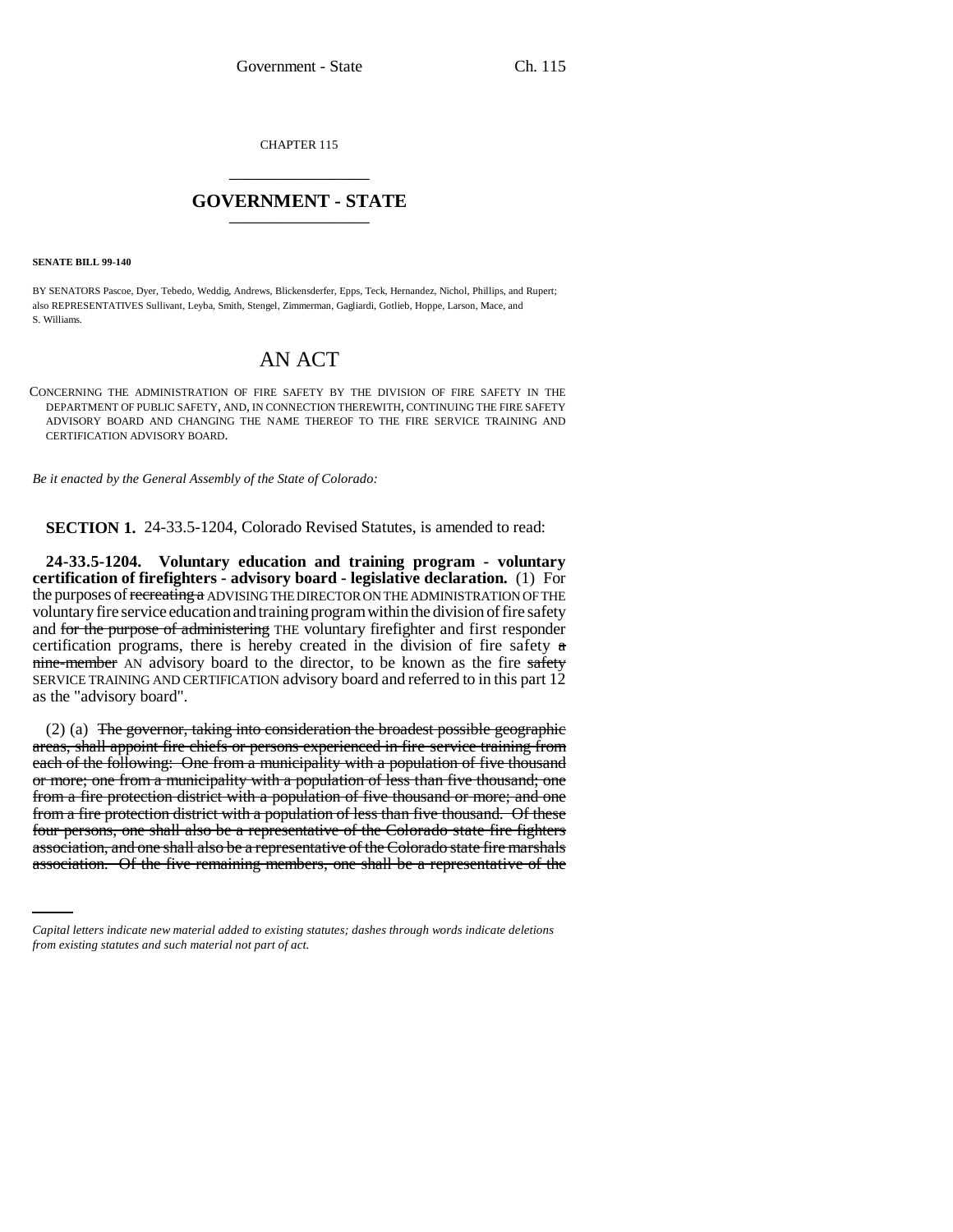CHAPTER 115

# GOVERNMENT - STATE

**SENATE BILL 99-140**

BY SENATORS Pascoe, Dyer, Tebedo, Weddig, Andrews, Blickensderfer, Epps, Teck, Hernandez, Nichol, Phillips, and Rupert; also REPRESENTATIVES Sullivant, Leyba, Smith, Stengel, Zimmerman, Gagliardi, Gotlieb, Hoppe, Larson, Mace, and S. Williams.

## AN ACT

CONCERNING THE ADMINISTRATION OF FIRE SAFETY BY THE DIVISION OF FIRE SAFETY IN THE DEPARTMENT OF PUBLIC SAFETY, AND, IN CONNECTION THEREWITH, CONTINUING THE FIRE SAFETY ADVISORY BOARD AND CHANGING THE NAME THEREOF TO THE FIRE SERVICE TRAINING AND CERTIFICATION ADVISORY BOARD.

*Be it enacted by the General Assembly of the State of Colorado:*

**SECTION 1.** 24-33.5-1204, Colorado Revised Statutes, is amended to read:

**24-33.5-1204. Voluntary education and training program - voluntary certification of firefighters - advisory board - legislative declaration.** (1) For the purposes of ~~recreating a~~ ADVISING THE DIRECTOR ON THE ADMINISTRATION OF THE voluntary fire service education and training program within the division of fire safety and ~~for the purpose of administering~~ THE voluntary firefighter and first responder certification programs, there is hereby created in the division of fire safety ~~a nine-member~~ AN advisory board to the director, to be known as the fire ~~safety~~ SERVICE TRAINING AND CERTIFICATION advisory board and referred to in this part 12 as the "advisory board".

(2) (a) ~~The governor, taking into consideration the broadest possible geographic areas, shall appoint fire chiefs or persons experienced in fire service training from each of the following: One from a municipality with a population of five thousand or more; one from a municipality with a population of less than five thousand; one from a fire protection district with a population of five thousand or more; and one from a fire protection district with a population of less than five thousand. Of these four persons, one shall also be a representative of the Colorado state fire fighters association, and one shall also be a representative of the Colorado state fire marshals association. Of the five remaining members, one shall be a representative of the~~

*Capital letters indicate new material added to existing statutes; dashes through words indicate deletions from existing statutes and such material not part of act.*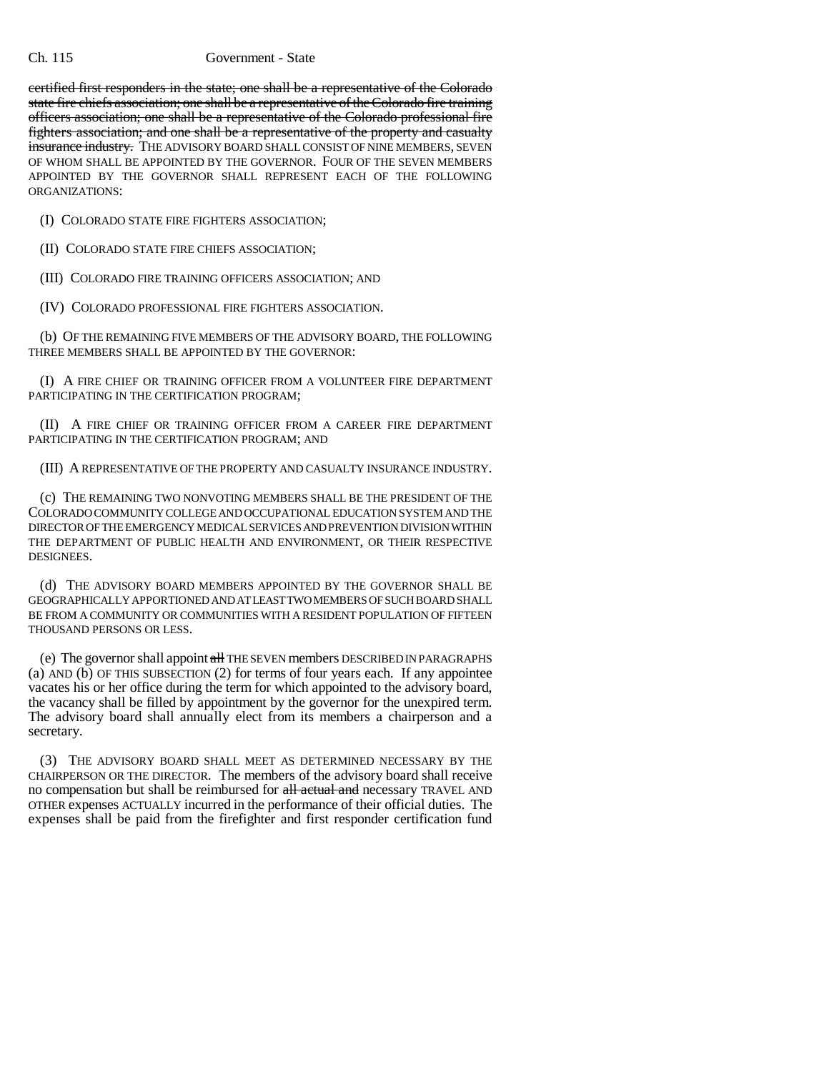~~certified first responders in the state; one shall be a representative of the Colorado state fire chiefs association; one shall be a representative of the Colorado fire training officers association; one shall be a representative of the Colorado professional fire fighters association; and one shall be a representative of the property and casualty insurance industry.~~ THE ADVISORY BOARD SHALL CONSIST OF NINE MEMBERS, SEVEN OF WHOM SHALL BE APPOINTED BY THE GOVERNOR. FOUR OF THE SEVEN MEMBERS APPOINTED BY THE GOVERNOR SHALL REPRESENT EACH OF THE FOLLOWING ORGANIZATIONS:

(I) COLORADO STATE FIRE FIGHTERS ASSOCIATION;

(II) COLORADO STATE FIRE CHIEFS ASSOCIATION;

(III) COLORADO FIRE TRAINING OFFICERS ASSOCIATION; AND

(IV) COLORADO PROFESSIONAL FIRE FIGHTERS ASSOCIATION.

(b) OF THE REMAINING FIVE MEMBERS OF THE ADVISORY BOARD, THE FOLLOWING THREE MEMBERS SHALL BE APPOINTED BY THE GOVERNOR:

(I) A FIRE CHIEF OR TRAINING OFFICER FROM A VOLUNTEER FIRE DEPARTMENT PARTICIPATING IN THE CERTIFICATION PROGRAM;

(II) A FIRE CHIEF OR TRAINING OFFICER FROM A CAREER FIRE DEPARTMENT PARTICIPATING IN THE CERTIFICATION PROGRAM; AND

(III) A REPRESENTATIVE OF THE PROPERTY AND CASUALTY INSURANCE INDUSTRY.

(c) THE REMAINING TWO NONVOTING MEMBERS SHALL BE THE PRESIDENT OF THE COLORADO COMMUNITY COLLEGE AND OCCUPATIONAL EDUCATION SYSTEM AND THE DIRECTOR OF THE EMERGENCY MEDICAL SERVICES AND PREVENTION DIVISION WITHIN THE DEPARTMENT OF PUBLIC HEALTH AND ENVIRONMENT, OR THEIR RESPECTIVE DESIGNEES.

(d) THE ADVISORY BOARD MEMBERS APPOINTED BY THE GOVERNOR SHALL BE GEOGRAPHICALLY APPORTIONED AND AT LEAST TWO MEMBERS OF SUCH BOARD SHALL BE FROM A COMMUNITY OR COMMUNITIES WITH A RESIDENT POPULATION OF FIFTEEN THOUSAND PERSONS OR LESS.

(e) The governor shall appoint ~~all~~ THE SEVEN members DESCRIBED IN PARAGRAPHS (a) AND (b) OF THIS SUBSECTION (2) for terms of four years each. If any appointee vacates his or her office during the term for which appointed to the advisory board, the vacancy shall be filled by appointment by the governor for the unexpired term. The advisory board shall annually elect from its members a chairperson and a secretary.

(3) THE ADVISORY BOARD SHALL MEET AS DETERMINED NECESSARY BY THE CHAIRPERSON OR THE DIRECTOR. The members of the advisory board shall receive no compensation but shall be reimbursed for ~~all actual and~~ necessary TRAVEL AND OTHER expenses ACTUALLY incurred in the performance of their official duties. The expenses shall be paid from the firefighter and first responder certification fund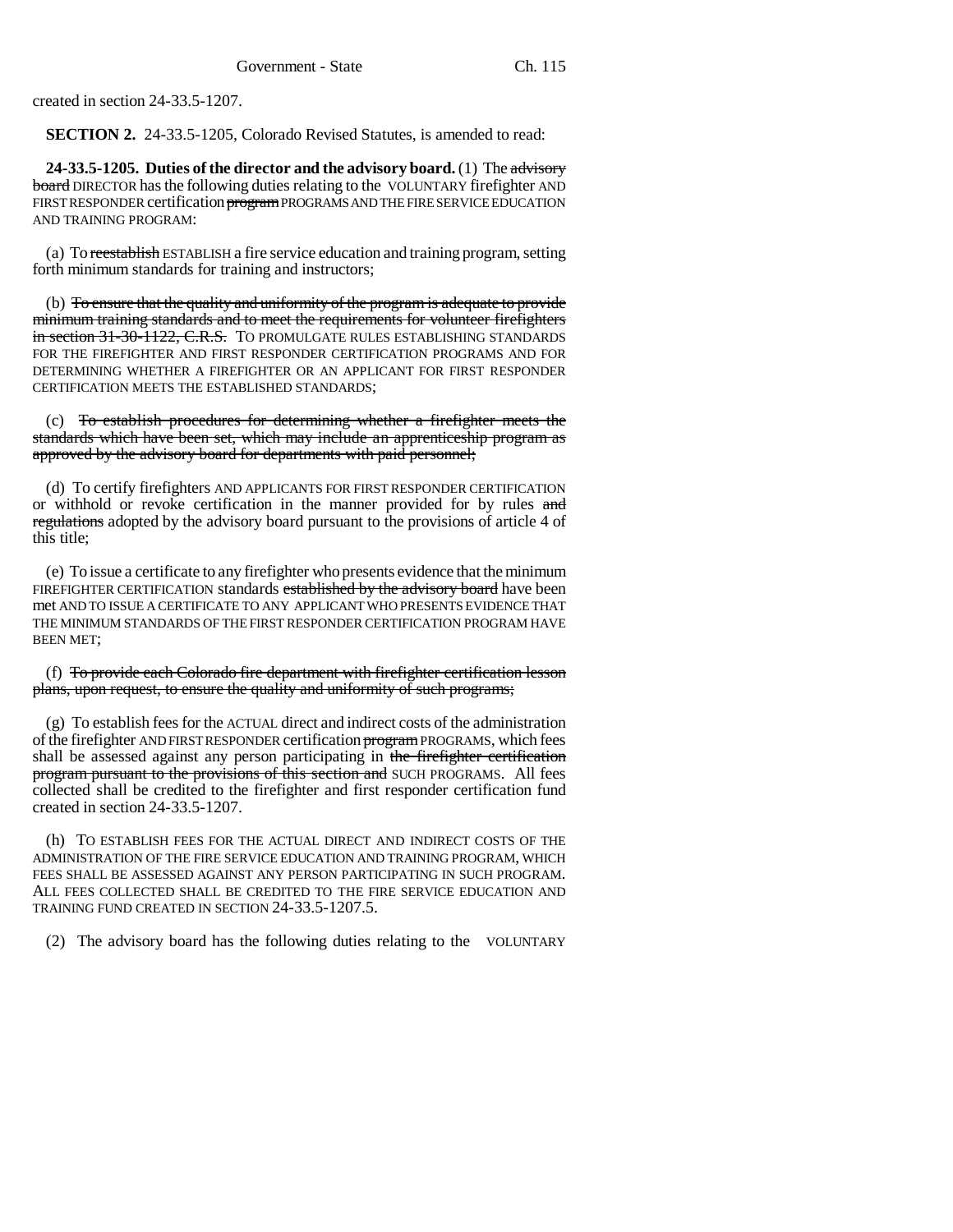created in section 24-33.5-1207.

**SECTION 2.** 24-33.5-1205, Colorado Revised Statutes, is amended to read:

**24-33.5-1205. Duties of the director and the advisory board.** (1) The ~~advisory board~~ DIRECTOR has the following duties relating to the VOLUNTARY firefighter AND FIRST RESPONDER certification ~~program~~ PROGRAMS AND THE FIRE SERVICE EDUCATION AND TRAINING PROGRAM:

(a) To ~~reestablish~~ ESTABLISH a fire service education and training program, setting forth minimum standards for training and instructors;

(b) ~~To ensure that the quality and uniformity of the program is adequate to provide minimum training standards and to meet the requirements for volunteer firefighters in section 31-30-1122, C.R.S.~~ TO PROMULGATE RULES ESTABLISHING STANDARDS FOR THE FIREFIGHTER AND FIRST RESPONDER CERTIFICATION PROGRAMS AND FOR DETERMINING WHETHER A FIREFIGHTER OR AN APPLICANT FOR FIRST RESPONDER CERTIFICATION MEETS THE ESTABLISHED STANDARDS;

(c) ~~To establish procedures for determining whether a firefighter meets the standards which have been set, which may include an apprenticeship program as approved by the advisory board for departments with paid personnel;~~

(d) To certify firefighters AND APPLICANTS FOR FIRST RESPONDER CERTIFICATION or withhold or revoke certification in the manner provided for by rules ~~and regulations~~ adopted by the advisory board pursuant to the provisions of article 4 of this title;

(e) To issue a certificate to any firefighter who presents evidence that the minimum FIREFIGHTER CERTIFICATION standards ~~established by the advisory board~~ have been met AND TO ISSUE A CERTIFICATE TO ANY APPLICANT WHO PRESENTS EVIDENCE THAT THE MINIMUM STANDARDS OF THE FIRST RESPONDER CERTIFICATION PROGRAM HAVE BEEN MET;

(f) ~~To provide each Colorado fire department with firefighter certification lesson plans, upon request, to ensure the quality and uniformity of such programs;~~

(g) To establish fees for the ACTUAL direct and indirect costs of the administration of the firefighter AND FIRST RESPONDER certification ~~program~~ PROGRAMS, which fees shall be assessed against any person participating in ~~the firefighter certification program pursuant to the provisions of this section and~~ SUCH PROGRAMS. All fees collected shall be credited to the firefighter and first responder certification fund created in section 24-33.5-1207.

(h) TO ESTABLISH FEES FOR THE ACTUAL DIRECT AND INDIRECT COSTS OF THE ADMINISTRATION OF THE FIRE SERVICE EDUCATION AND TRAINING PROGRAM, WHICH FEES SHALL BE ASSESSED AGAINST ANY PERSON PARTICIPATING IN SUCH PROGRAM. ALL FEES COLLECTED SHALL BE CREDITED TO THE FIRE SERVICE EDUCATION AND TRAINING FUND CREATED IN SECTION 24-33.5-1207.5.

(2) The advisory board has the following duties relating to the VOLUNTARY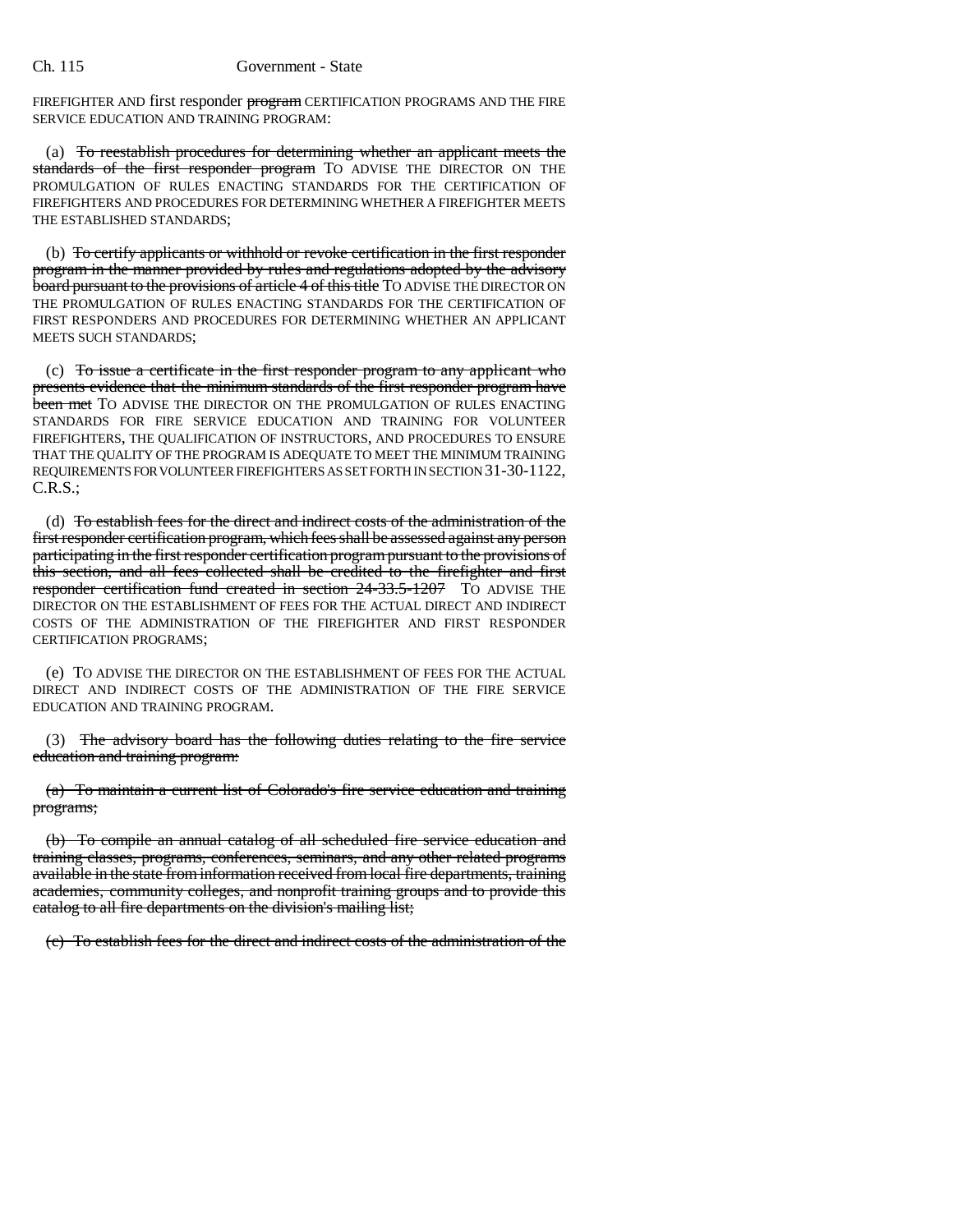FIREFIGHTER AND first responder ~~program~~ CERTIFICATION PROGRAMS AND THE FIRE SERVICE EDUCATION AND TRAINING PROGRAM:

(a) ~~To reestablish procedures for determining whether an applicant meets the standards of the first responder program~~ TO ADVISE THE DIRECTOR ON THE PROMULGATION OF RULES ENACTING STANDARDS FOR THE CERTIFICATION OF FIREFIGHTERS AND PROCEDURES FOR DETERMINING WHETHER A FIREFIGHTER MEETS THE ESTABLISHED STANDARDS;

(b) ~~To certify applicants or withhold or revoke certification in the first responder program in the manner provided by rules and regulations adopted by the advisory board pursuant to the provisions of article 4 of this title~~ TO ADVISE THE DIRECTOR ON THE PROMULGATION OF RULES ENACTING STANDARDS FOR THE CERTIFICATION OF FIRST RESPONDERS AND PROCEDURES FOR DETERMINING WHETHER AN APPLICANT MEETS SUCH STANDARDS;

(c) ~~To issue a certificate in the first responder program to any applicant who presents evidence that the minimum standards of the first responder program have been met~~ TO ADVISE THE DIRECTOR ON THE PROMULGATION OF RULES ENACTING STANDARDS FOR FIRE SERVICE EDUCATION AND TRAINING FOR VOLUNTEER FIREFIGHTERS, THE QUALIFICATION OF INSTRUCTORS, AND PROCEDURES TO ENSURE THAT THE QUALITY OF THE PROGRAM IS ADEQUATE TO MEET THE MINIMUM TRAINING REQUIREMENTS FOR VOLUNTEER FIREFIGHTERS AS SET FORTH IN SECTION 31-30-1122, C.R.S.;

(d) ~~To establish fees for the direct and indirect costs of the administration of the first responder certification program, which fees shall be assessed against any person participating in the first responder certification program pursuant to the provisions of this section, and all fees collected shall be credited to the firefighter and first responder certification fund created in section 24-33.5-1207~~ TO ADVISE THE DIRECTOR ON THE ESTABLISHMENT OF FEES FOR THE ACTUAL DIRECT AND INDIRECT COSTS OF THE ADMINISTRATION OF THE FIREFIGHTER AND FIRST RESPONDER CERTIFICATION PROGRAMS;

(e) TO ADVISE THE DIRECTOR ON THE ESTABLISHMENT OF FEES FOR THE ACTUAL DIRECT AND INDIRECT COSTS OF THE ADMINISTRATION OF THE FIRE SERVICE EDUCATION AND TRAINING PROGRAM.

(3) ~~The advisory board has the following duties relating to the fire service education and training program:~~

~~(a) To maintain a current list of Colorado's fire service education and training programs;~~

~~(b) To compile an annual catalog of all scheduled fire service education and training classes, programs, conferences, seminars, and any other related programs available in the state from information received from local fire departments, training academies, community colleges, and nonprofit training groups and to provide this catalog to all fire departments on the division's mailing list;~~

~~(c) To establish fees for the direct and indirect costs of the administration of the~~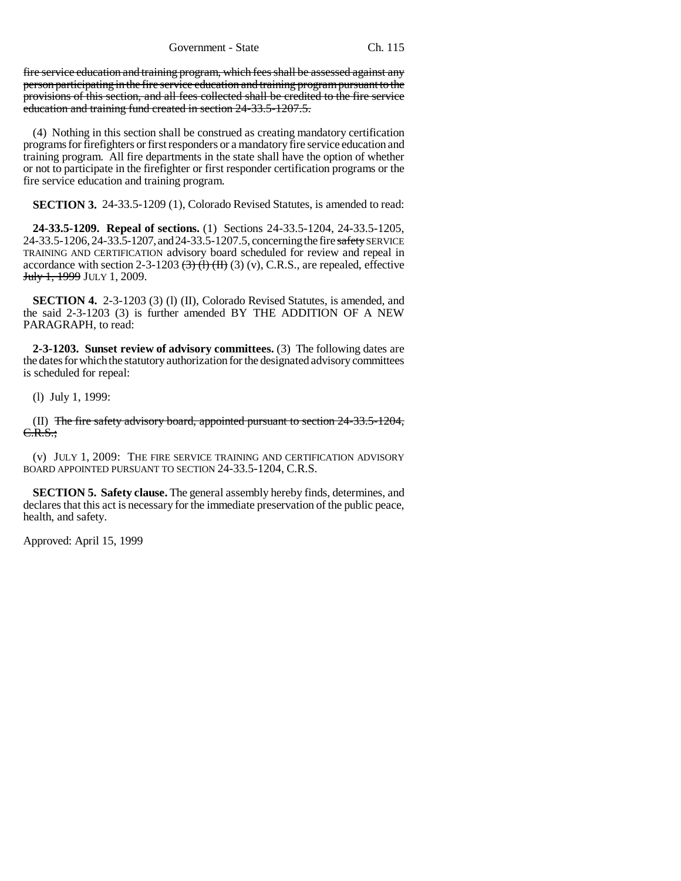~~fire service education and training program, which fees shall be assessed against any person participating in the fire service education and training program pursuant to the provisions of this section, and all fees collected shall be credited to the fire service education and training fund created in section 24-33.5-1207.5.~~

(4) Nothing in this section shall be construed as creating mandatory certification programs for firefighters or first responders or a mandatory fire service education and training program. All fire departments in the state shall have the option of whether or not to participate in the firefighter or first responder certification programs or the fire service education and training program.

**SECTION 3.** 24-33.5-1209 (1), Colorado Revised Statutes, is amended to read:

**24-33.5-1209. Repeal of sections.** (1) Sections 24-33.5-1204, 24-33.5-1205, 24-33.5-1206, 24-33.5-1207, and 24-33.5-1207.5, concerning the fire ~~safety~~ SERVICE TRAINING AND CERTIFICATION advisory board scheduled for review and repeal in accordance with section 2-3-1203 ~~(3) (l) (II)~~ (3) (v), C.R.S., are repealed, effective ~~July 1, 1999~~ JULY 1, 2009.

**SECTION 4.** 2-3-1203 (3) (l) (II), Colorado Revised Statutes, is amended, and the said 2-3-1203 (3) is further amended BY THE ADDITION OF A NEW PARAGRAPH, to read:

**2-3-1203. Sunset review of advisory committees.** (3) The following dates are the dates for which the statutory authorization for the designated advisory committees is scheduled for repeal:

(l) July 1, 1999:

(II) ~~The fire safety advisory board, appointed pursuant to section 24-33.5-1204, C.R.S.;~~

(v) JULY 1, 2009: THE FIRE SERVICE TRAINING AND CERTIFICATION ADVISORY BOARD APPOINTED PURSUANT TO SECTION 24-33.5-1204, C.R.S.

**SECTION 5. Safety clause.** The general assembly hereby finds, determines, and declares that this act is necessary for the immediate preservation of the public peace, health, and safety.

Approved: April 15, 1999